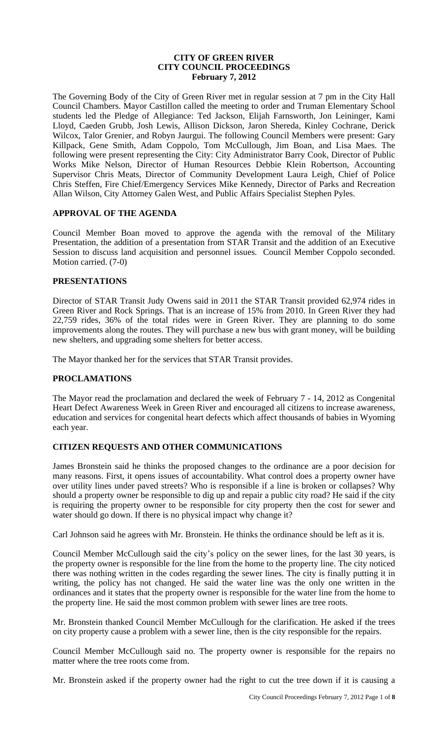# CITY OF GREEN RIVER
## CITY COUNCIL PROCEEDINGS
### February 7, 2012

The Governing Body of the City of Green River met in regular session at 7 pm in the City Hall Council Chambers. Mayor Castillon called the meeting to order and Truman Elementary School students led the Pledge of Allegiance: Ted Jackson, Elijah Farnsworth, Jon Leininger, Kami Lloyd, Caeden Grubb, Josh Lewis, Allison Dickson, Jaron Shereda, Kinley Cochrane, Derick Wilcox, Talor Grenier, and Robyn Jaurgui. The following Council Members were present: Gary Killpack, Gene Smith, Adam Coppolo, Tom McCullough, Jim Boan, and Lisa Maes. The following were present representing the City: City Administrator Barry Cook, Director of Public Works Mike Nelson, Director of Human Resources Debbie Klein Robertson, Accounting Supervisor Chris Meats, Director of Community Development Laura Leigh, Chief of Police Chris Steffen, Fire Chief/Emergency Services Mike Kennedy, Director of Parks and Recreation Allan Wilson, City Attorney Galen West, and Public Affairs Specialist Stephen Pyles.

## APPROVAL OF THE AGENDA

Council Member Boan moved to approve the agenda with the removal of the Military Presentation, the addition of a presentation from STAR Transit and the addition of an Executive Session to discuss land acquisition and personnel issues. Council Member Coppolo seconded. Motion carried. (7-0)

## PRESENTATIONS

Director of STAR Transit Judy Owens said in 2011 the STAR Transit provided 62,974 rides in Green River and Rock Springs. That is an increase of 15% from 2010. In Green River they had 22,759 rides, 36% of the total rides were in Green River. They are planning to do some improvements along the routes. They will purchase a new bus with grant money, will be building new shelters, and upgrading some shelters for better access.

The Mayor thanked her for the services that STAR Transit provides.

## PROCLAMATIONS

The Mayor read the proclamation and declared the week of February 7 - 14, 2012 as Congenital Heart Defect Awareness Week in Green River and encouraged all citizens to increase awareness, education and services for congenital heart defects which affect thousands of babies in Wyoming each year.

## CITIZEN REQUESTS AND OTHER COMMUNICATIONS

James Bronstein said he thinks the proposed changes to the ordinance are a poor decision for many reasons. First, it opens issues of accountability. What control does a property owner have over utility lines under paved streets? Who is responsible if a line is broken or collapses? Why should a property owner be responsible to dig up and repair a public city road? He said if the city is requiring the property owner to be responsible for city property then the cost for sewer and water should go down. If there is no physical impact why change it?

Carl Johnson said he agrees with Mr. Bronstein. He thinks the ordinance should be left as it is.

Council Member McCullough said the city's policy on the sewer lines, for the last 30 years, is the property owner is responsible for the line from the home to the property line. The city noticed there was nothing written in the codes regarding the sewer lines. The city is finally putting it in writing, the policy has not changed. He said the water line was the only one written in the ordinances and it states that the property owner is responsible for the water line from the home to the property line. He said the most common problem with sewer lines are tree roots.

Mr. Bronstein thanked Council Member McCullough for the clarification. He asked if the trees on city property cause a problem with a sewer line, then is the city responsible for the repairs.

Council Member McCullough said no. The property owner is responsible for the repairs no matter where the tree roots come from.

Mr. Bronstein asked if the property owner had the right to cut the tree down if it is causing a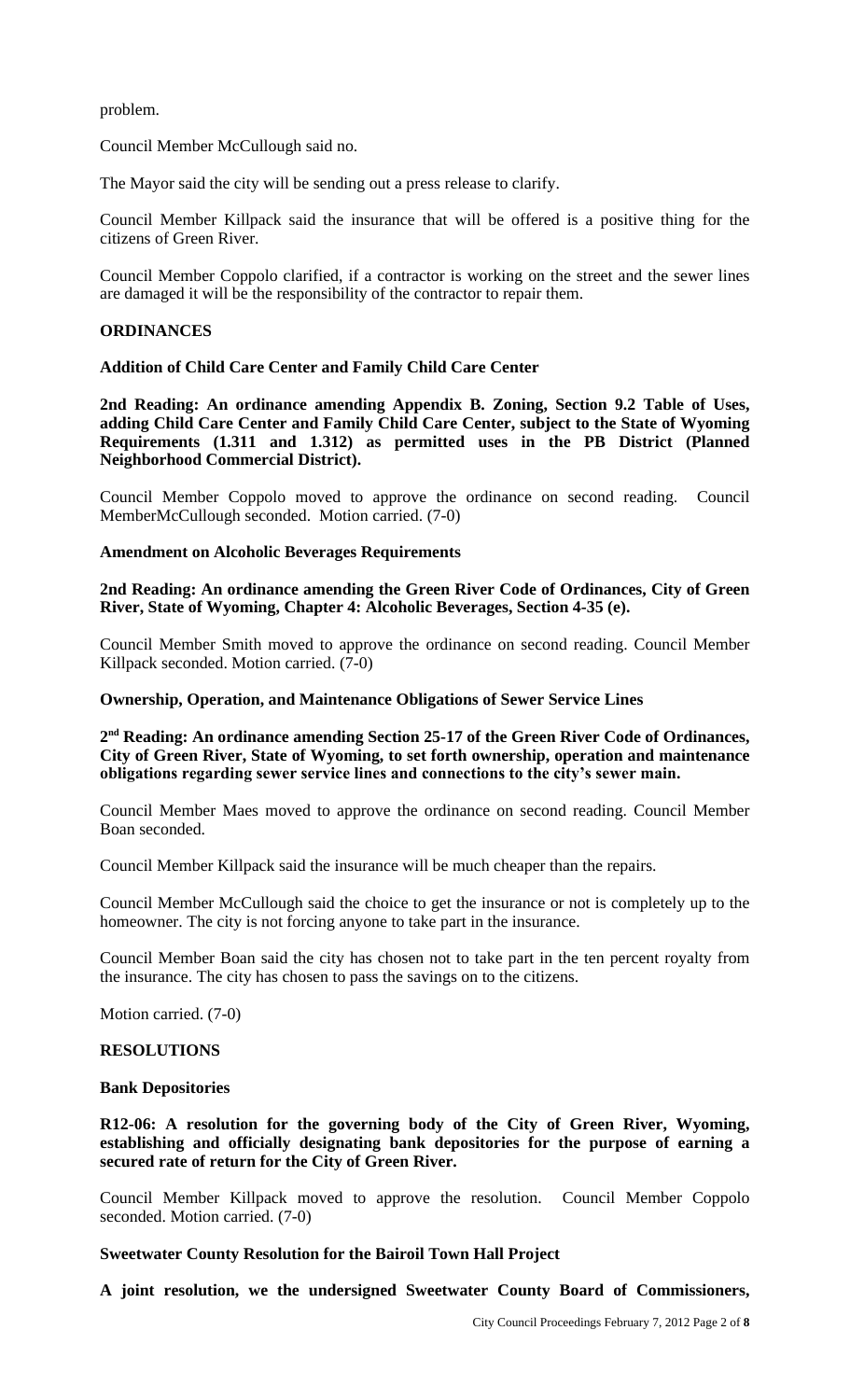problem.

Council Member McCullough said no.

The Mayor said the city will be sending out a press release to clarify.

Council Member Killpack said the insurance that will be offered is a positive thing for the citizens of Green River.

Council Member Coppolo clarified, if a contractor is working on the street and the sewer lines are damaged it will be the responsibility of the contractor to repair them.

**ORDINANCES**

**Addition of Child Care Center and Family Child Care Center**

**2nd Reading: An ordinance amending Appendix B. Zoning, Section 9.2 Table of Uses, adding Child Care Center and Family Child Care Center, subject to the State of Wyoming Requirements (1.311 and 1.312) as permitted uses in the PB District (Planned Neighborhood Commercial District).**

Council Member Coppolo moved to approve the ordinance on second reading. Council MemberMcCullough seconded. Motion carried. (7-0)

**Amendment on Alcoholic Beverages Requirements**

**2nd Reading: An ordinance amending the Green River Code of Ordinances, City of Green River, State of Wyoming, Chapter 4: Alcoholic Beverages, Section 4-35 (e).**

Council Member Smith moved to approve the ordinance on second reading. Council Member Killpack seconded. Motion carried. (7-0)

**Ownership, Operation, and Maintenance Obligations of Sewer Service Lines**

**2nd Reading: An ordinance amending Section 25-17 of the Green River Code of Ordinances, City of Green River, State of Wyoming, to set forth ownership, operation and maintenance obligations regarding sewer service lines and connections to the city's sewer main.**

Council Member Maes moved to approve the ordinance on second reading. Council Member Boan seconded.

Council Member Killpack said the insurance will be much cheaper than the repairs.

Council Member McCullough said the choice to get the insurance or not is completely up to the homeowner. The city is not forcing anyone to take part in the insurance.

Council Member Boan said the city has chosen not to take part in the ten percent royalty from the insurance. The city has chosen to pass the savings on to the citizens.

Motion carried. (7-0)

**RESOLUTIONS**

**Bank Depositories**

**R12-06: A resolution for the governing body of the City of Green River, Wyoming, establishing and officially designating bank depositories for the purpose of earning a secured rate of return for the City of Green River.**

Council Member Killpack moved to approve the resolution. Council Member Coppolo seconded. Motion carried. (7-0)

**Sweetwater County Resolution for the Bairoil Town Hall Project**

**A joint resolution, we the undersigned Sweetwater County Board of Commissioners,**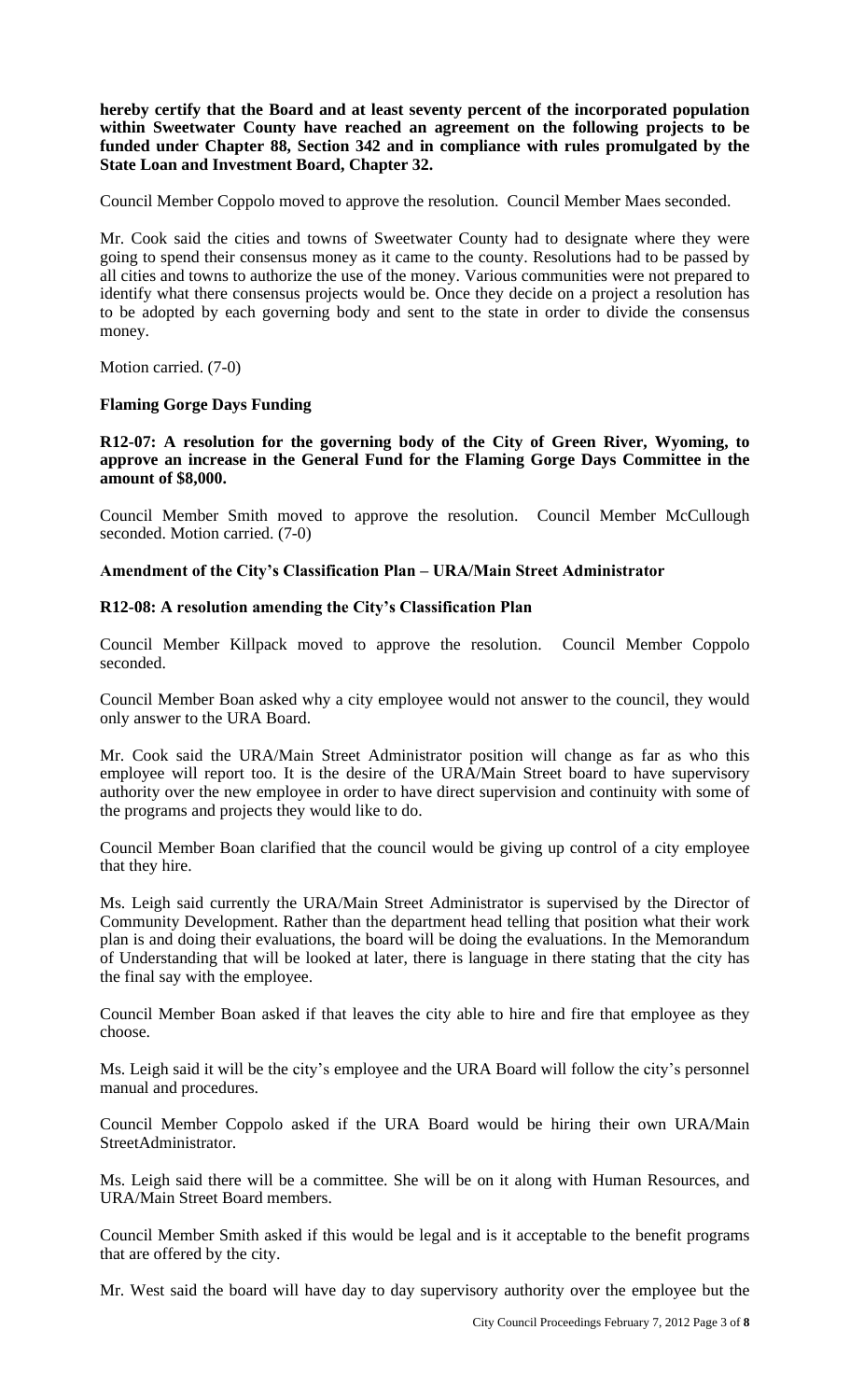**hereby certify that the Board and at least seventy percent of the incorporated population within Sweetwater County have reached an agreement on the following projects to be funded under Chapter 88, Section 342 and in compliance with rules promulgated by the State Loan and Investment Board, Chapter 32.**

Council Member Coppolo moved to approve the resolution. Council Member Maes seconded.

Mr. Cook said the cities and towns of Sweetwater County had to designate where they were going to spend their consensus money as it came to the county. Resolutions had to be passed by all cities and towns to authorize the use of the money. Various communities were not prepared to identify what there consensus projects would be. Once they decide on a project a resolution has to be adopted by each governing body and sent to the state in order to divide the consensus money.

Motion carried. (7-0)

**Flaming Gorge Days Funding**

**R12-07: A resolution for the governing body of the City of Green River, Wyoming, to approve an increase in the General Fund for the Flaming Gorge Days Committee in the amount of $8,000.**

Council Member Smith moved to approve the resolution. Council Member McCullough seconded. Motion carried. (7-0)

**Amendment of the City's Classification Plan – URA/Main Street Administrator**

**R12-08: A resolution amending the City's Classification Plan**

Council Member Killpack moved to approve the resolution. Council Member Coppolo seconded.

Council Member Boan asked why a city employee would not answer to the council, they would only answer to the URA Board.

Mr. Cook said the URA/Main Street Administrator position will change as far as who this employee will report too. It is the desire of the URA/Main Street board to have supervisory authority over the new employee in order to have direct supervision and continuity with some of the programs and projects they would like to do.

Council Member Boan clarified that the council would be giving up control of a city employee that they hire.

Ms. Leigh said currently the URA/Main Street Administrator is supervised by the Director of Community Development. Rather than the department head telling that position what their work plan is and doing their evaluations, the board will be doing the evaluations. In the Memorandum of Understanding that will be looked at later, there is language in there stating that the city has the final say with the employee.

Council Member Boan asked if that leaves the city able to hire and fire that employee as they choose.

Ms. Leigh said it will be the city's employee and the URA Board will follow the city's personnel manual and procedures.

Council Member Coppolo asked if the URA Board would be hiring their own URA/Main StreetAdministrator.

Ms. Leigh said there will be a committee. She will be on it along with Human Resources, and URA/Main Street Board members.

Council Member Smith asked if this would be legal and is it acceptable to the benefit programs that are offered by the city.

Mr. West said the board will have day to day supervisory authority over the employee but the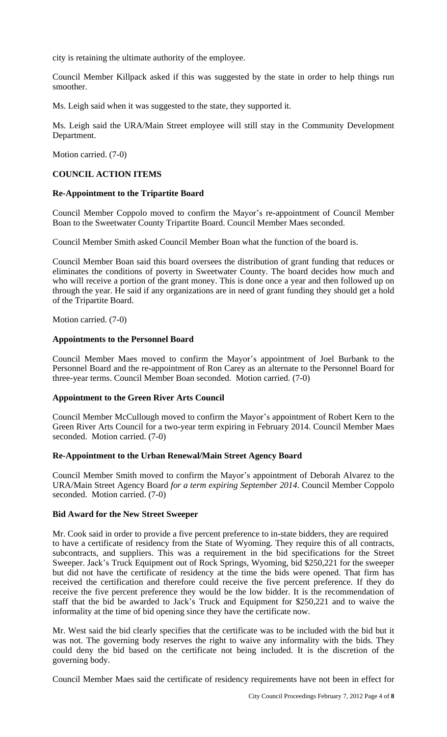city is retaining the ultimate authority of the employee.

Council Member Killpack asked if this was suggested by the state in order to help things run smoother.

Ms. Leigh said when it was suggested to the state, they supported it.

Ms. Leigh said the URA/Main Street employee will still stay in the Community Development Department.

Motion carried. (7-0)

## COUNCIL ACTION ITEMS

### Re-Appointment to the Tripartite Board

Council Member Coppolo moved to confirm the Mayor's re-appointment of Council Member Boan to the Sweetwater County Tripartite Board. Council Member Maes seconded.

Council Member Smith asked Council Member Boan what the function of the board is.

Council Member Boan said this board oversees the distribution of grant funding that reduces or eliminates the conditions of poverty in Sweetwater County. The board decides how much and who will receive a portion of the grant money. This is done once a year and then followed up on through the year. He said if any organizations are in need of grant funding they should get a hold of the Tripartite Board.

Motion carried. (7-0)

### Appointments to the Personnel Board

Council Member Maes moved to confirm the Mayor's appointment of Joel Burbank to the Personnel Board and the re-appointment of Ron Carey as an alternate to the Personnel Board for three-year terms. Council Member Boan seconded. Motion carried. (7-0)

### Appointment to the Green River Arts Council

Council Member McCullough moved to confirm the Mayor's appointment of Robert Kern to the Green River Arts Council for a two-year term expiring in February 2014. Council Member Maes seconded. Motion carried. (7-0)

### Re-Appointment to the Urban Renewal/Main Street Agency Board

Council Member Smith moved to confirm the Mayor's appointment of Deborah Alvarez to the URA/Main Street Agency Board *for a term expiring September 2014*. Council Member Coppolo seconded. Motion carried. (7-0)

### Bid Award for the New Street Sweeper

Mr. Cook said in order to provide a five percent preference to in-state bidders, they are required to have a certificate of residency from the State of Wyoming. They require this of all contracts, subcontracts, and suppliers. This was a requirement in the bid specifications for the Street Sweeper. Jack's Truck Equipment out of Rock Springs, Wyoming, bid $250,221 for the sweeper but did not have the certificate of residency at the time the bids were opened. That firm has received the certification and therefore could receive the five percent preference. If they do receive the five percent preference they would be the low bidder. It is the recommendation of staff that the bid be awarded to Jack's Truck and Equipment for $250,221 and to waive the informality at the time of bid opening since they have the certificate now.

Mr. West said the bid clearly specifies that the certificate was to be included with the bid but it was not. The governing body reserves the right to waive any informality with the bids. They could deny the bid based on the certificate not being included. It is the discretion of the governing body.

Council Member Maes said the certificate of residency requirements have not been in effect for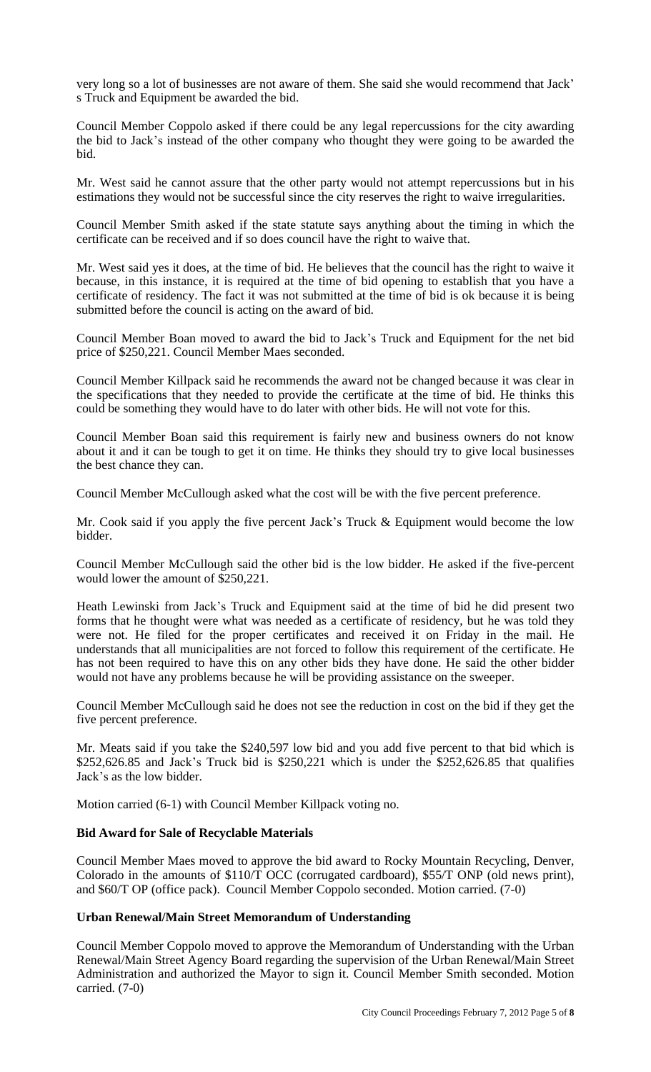very long so a lot of businesses are not aware of them. She said she would recommend that Jack' s Truck and Equipment be awarded the bid.

Council Member Coppolo asked if there could be any legal repercussions for the city awarding the bid to Jack's instead of the other company who thought they were going to be awarded the bid.

Mr. West said he cannot assure that the other party would not attempt repercussions but in his estimations they would not be successful since the city reserves the right to waive irregularities.

Council Member Smith asked if the state statute says anything about the timing in which the certificate can be received and if so does council have the right to waive that.

Mr. West said yes it does, at the time of bid. He believes that the council has the right to waive it because, in this instance, it is required at the time of bid opening to establish that you have a certificate of residency. The fact it was not submitted at the time of bid is ok because it is being submitted before the council is acting on the award of bid.

Council Member Boan moved to award the bid to Jack's Truck and Equipment for the net bid price of $250,221. Council Member Maes seconded.

Council Member Killpack said he recommends the award not be changed because it was clear in the specifications that they needed to provide the certificate at the time of bid. He thinks this could be something they would have to do later with other bids. He will not vote for this.

Council Member Boan said this requirement is fairly new and business owners do not know about it and it can be tough to get it on time. He thinks they should try to give local businesses the best chance they can.

Council Member McCullough asked what the cost will be with the five percent preference.

Mr. Cook said if you apply the five percent Jack's Truck & Equipment would become the low bidder.

Council Member McCullough said the other bid is the low bidder. He asked if the five-percent would lower the amount of $250,221.

Heath Lewinski from Jack's Truck and Equipment said at the time of bid he did present two forms that he thought were what was needed as a certificate of residency, but he was told they were not. He filed for the proper certificates and received it on Friday in the mail. He understands that all municipalities are not forced to follow this requirement of the certificate. He has not been required to have this on any other bids they have done. He said the other bidder would not have any problems because he will be providing assistance on the sweeper.

Council Member McCullough said he does not see the reduction in cost on the bid if they get the five percent preference.

Mr. Meats said if you take the $240,597 low bid and you add five percent to that bid which is $252,626.85 and Jack's Truck bid is $250,221 which is under the $252,626.85 that qualifies Jack's as the low bidder.

Motion carried (6-1) with Council Member Killpack voting no.

**Bid Award for Sale of Recyclable Materials**

Council Member Maes moved to approve the bid award to Rocky Mountain Recycling, Denver, Colorado in the amounts of $110/T OCC (corrugated cardboard), $55/T ONP (old news print), and $60/T OP (office pack). Council Member Coppolo seconded. Motion carried. (7-0)

**Urban Renewal/Main Street Memorandum of Understanding**

Council Member Coppolo moved to approve the Memorandum of Understanding with the Urban Renewal/Main Street Agency Board regarding the supervision of the Urban Renewal/Main Street Administration and authorized the Mayor to sign it. Council Member Smith seconded. Motion carried. (7-0)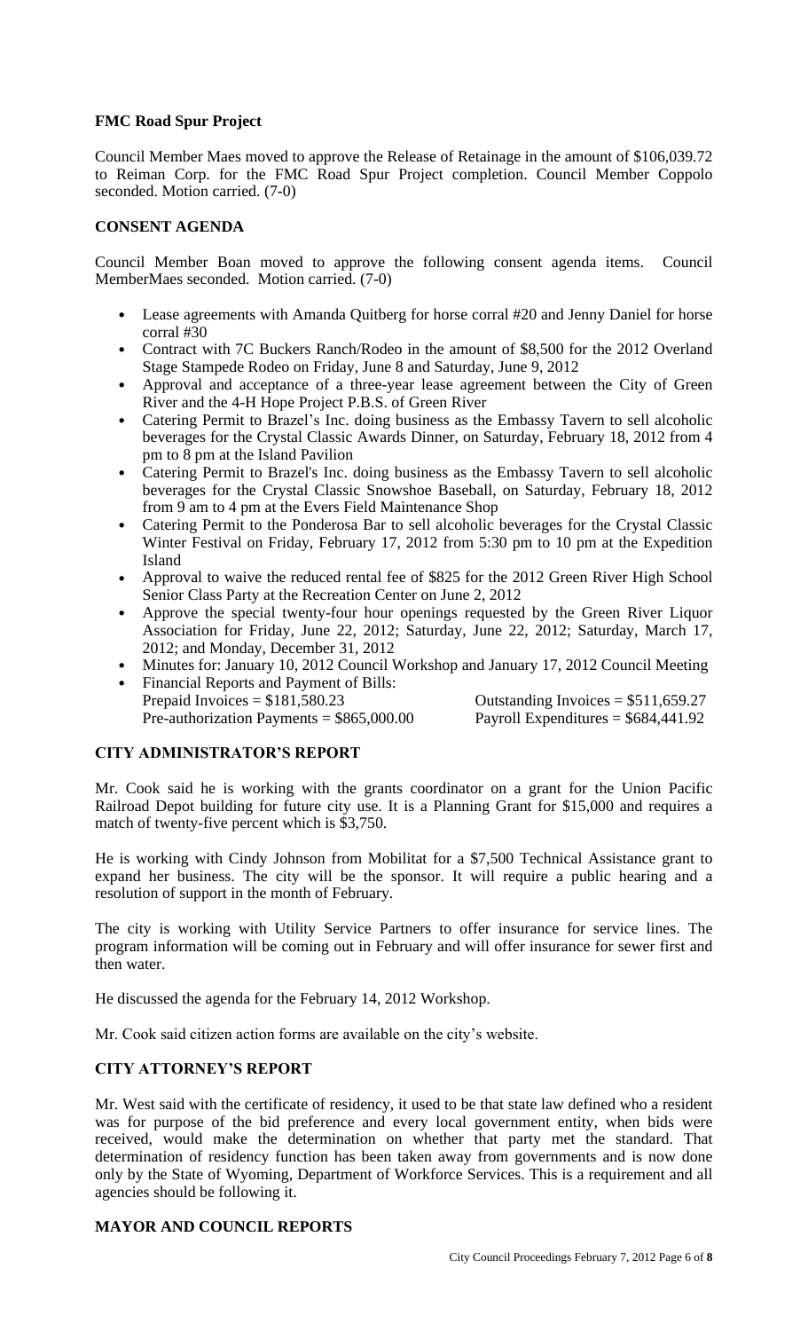**FMC Road Spur Project**

Council Member Maes moved to approve the Release of Retainage in the amount of $106,039.72 to Reiman Corp. for the FMC Road Spur Project completion. Council Member Coppolo seconded. Motion carried. (7-0)

**CONSENT AGENDA**

Council Member Boan moved to approve the following consent agenda items. Council MemberMaes seconded. Motion carried. (7-0)

- Lease agreements with Amanda Quitberg for horse corral #20 and Jenny Daniel for horse corral #30
- Contract with 7C Buckers Ranch/Rodeo in the amount of $8,500 for the 2012 Overland Stage Stampede Rodeo on Friday, June 8 and Saturday, June 9, 2012
- Approval and acceptance of a three-year lease agreement between the City of Green River and the 4-H Hope Project P.B.S. of Green River
- Catering Permit to Brazel's Inc. doing business as the Embassy Tavern to sell alcoholic beverages for the Crystal Classic Awards Dinner, on Saturday, February 18, 2012 from 4 pm to 8 pm at the Island Pavilion
- Catering Permit to Brazel's Inc. doing business as the Embassy Tavern to sell alcoholic beverages for the Crystal Classic Snowshoe Baseball, on Saturday, February 18, 2012 from 9 am to 4 pm at the Evers Field Maintenance Shop
- Catering Permit to the Ponderosa Bar to sell alcoholic beverages for the Crystal Classic Winter Festival on Friday, February 17, 2012 from 5:30 pm to 10 pm at the Expedition Island
- Approval to waive the reduced rental fee of $825 for the 2012 Green River High School Senior Class Party at the Recreation Center on June 2, 2012
- Approve the special twenty-four hour openings requested by the Green River Liquor Association for Friday, June 22, 2012; Saturday, June 22, 2012; Saturday, March 17, 2012; and Monday, December 31, 2012
- Minutes for: January 10, 2012 Council Workshop and January 17, 2012 Council Meeting
- Financial Reports and Payment of Bills:
  Prepaid Invoices = $181,580.23 Outstanding Invoices = $511,659.27
  Pre-authorization Payments = $865,000.00 Payroll Expenditures = $684,441.92

**CITY ADMINISTRATOR'S REPORT**

Mr. Cook said he is working with the grants coordinator on a grant for the Union Pacific Railroad Depot building for future city use. It is a Planning Grant for $15,000 and requires a match of twenty-five percent which is $3,750.

He is working with Cindy Johnson from Mobilitat for a $7,500 Technical Assistance grant to expand her business. The city will be the sponsor. It will require a public hearing and a resolution of support in the month of February.

The city is working with Utility Service Partners to offer insurance for service lines. The program information will be coming out in February and will offer insurance for sewer first and then water.

He discussed the agenda for the February 14, 2012 Workshop.

Mr. Cook said citizen action forms are available on the city's website.

**CITY ATTORNEY'S REPORT**

Mr. West said with the certificate of residency, it used to be that state law defined who a resident was for purpose of the bid preference and every local government entity, when bids were received, would make the determination on whether that party met the standard. That determination of residency function has been taken away from governments and is now done only by the State of Wyoming, Department of Workforce Services. This is a requirement and all agencies should be following it.

**MAYOR AND COUNCIL REPORTS**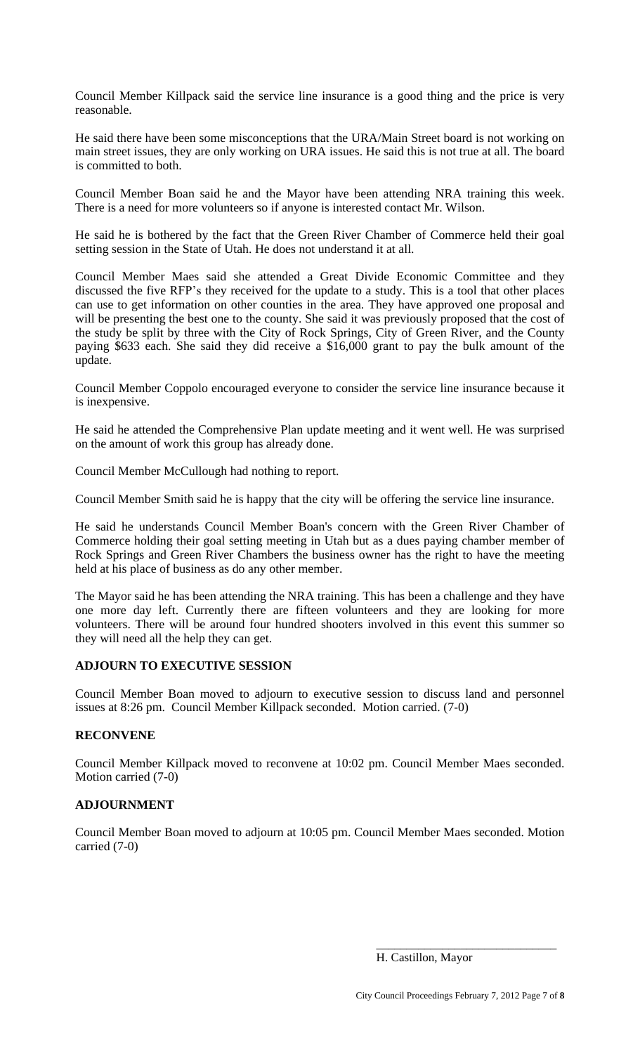Council Member Killpack said the service line insurance is a good thing and the price is very reasonable.

He said there have been some misconceptions that the URA/Main Street board is not working on main street issues, they are only working on URA issues. He said this is not true at all. The board is committed to both.

Council Member Boan said he and the Mayor have been attending NRA training this week. There is a need for more volunteers so if anyone is interested contact Mr. Wilson.

He said he is bothered by the fact that the Green River Chamber of Commerce held their goal setting session in the State of Utah. He does not understand it at all.

Council Member Maes said she attended a Great Divide Economic Committee and they discussed the five RFP's they received for the update to a study. This is a tool that other places can use to get information on other counties in the area. They have approved one proposal and will be presenting the best one to the county. She said it was previously proposed that the cost of the study be split by three with the City of Rock Springs, City of Green River, and the County paying $633 each. She said they did receive a $16,000 grant to pay the bulk amount of the update.

Council Member Coppolo encouraged everyone to consider the service line insurance because it is inexpensive.

He said he attended the Comprehensive Plan update meeting and it went well. He was surprised on the amount of work this group has already done.

Council Member McCullough had nothing to report.

Council Member Smith said he is happy that the city will be offering the service line insurance.

He said he understands Council Member Boan's concern with the Green River Chamber of Commerce holding their goal setting meeting in Utah but as a dues paying chamber member of Rock Springs and Green River Chambers the business owner has the right to have the meeting held at his place of business as do any other member.

The Mayor said he has been attending the NRA training. This has been a challenge and they have one more day left. Currently there are fifteen volunteers and they are looking for more volunteers. There will be around four hundred shooters involved in this event this summer so they will need all the help they can get.

**ADJOURN TO EXECUTIVE SESSION**

Council Member Boan moved to adjourn to executive session to discuss land and personnel issues at 8:26 pm. Council Member Killpack seconded. Motion carried. (7-0)

**RECONVENE**

Council Member Killpack moved to reconvene at 10:02 pm. Council Member Maes seconded. Motion carried (7-0)

**ADJOURNMENT**

Council Member Boan moved to adjourn at 10:05 pm. Council Member Maes seconded. Motion carried (7-0)

\_\_\_\_\_\_\_\_\_\_\_\_\_\_\_\_\_\_\_\_\_\_\_\_\_\_\_\_\_\_

H. Castillon, Mayor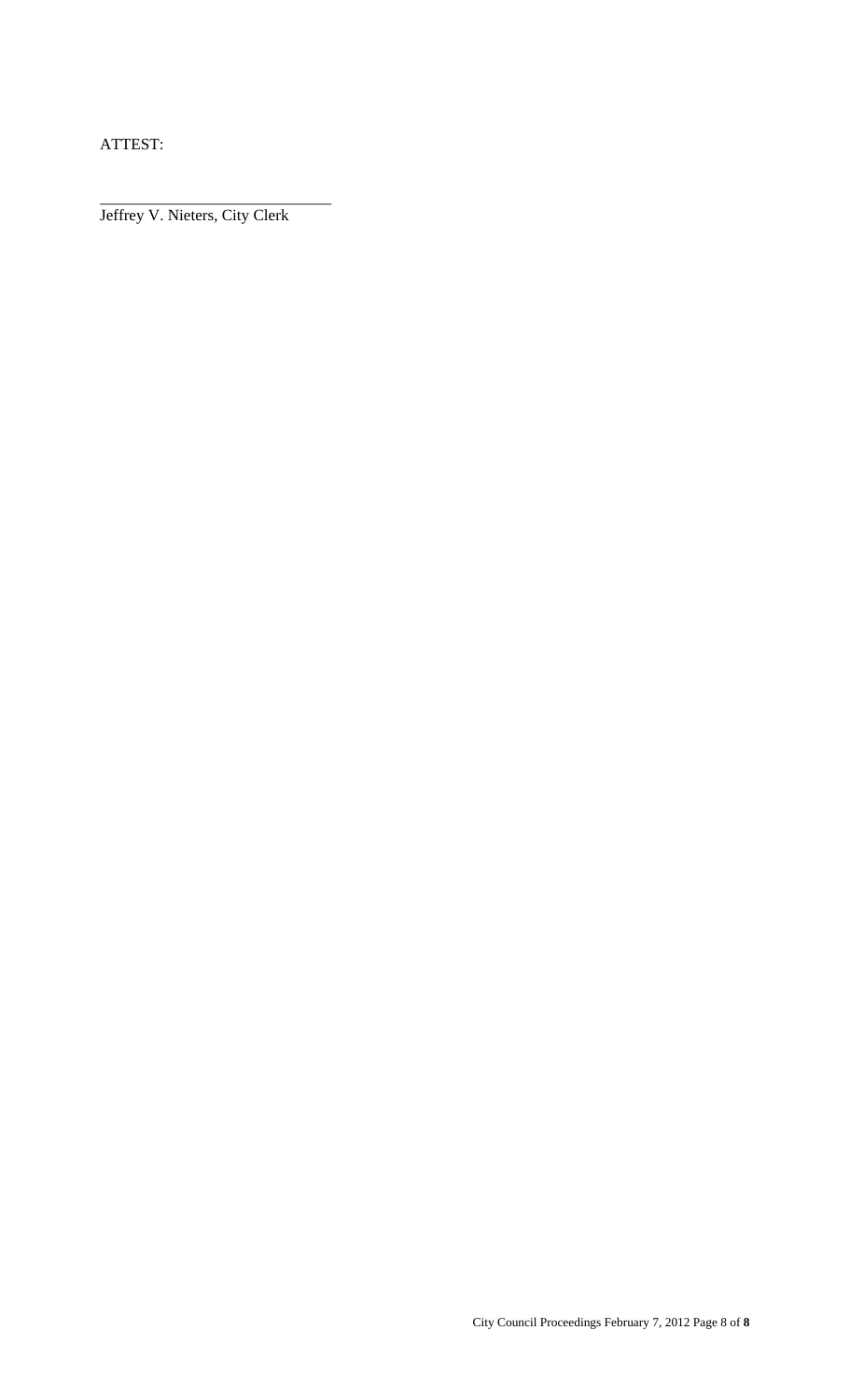ATTEST:

_____________________________

Jeffrey V. Nieters, City Clerk